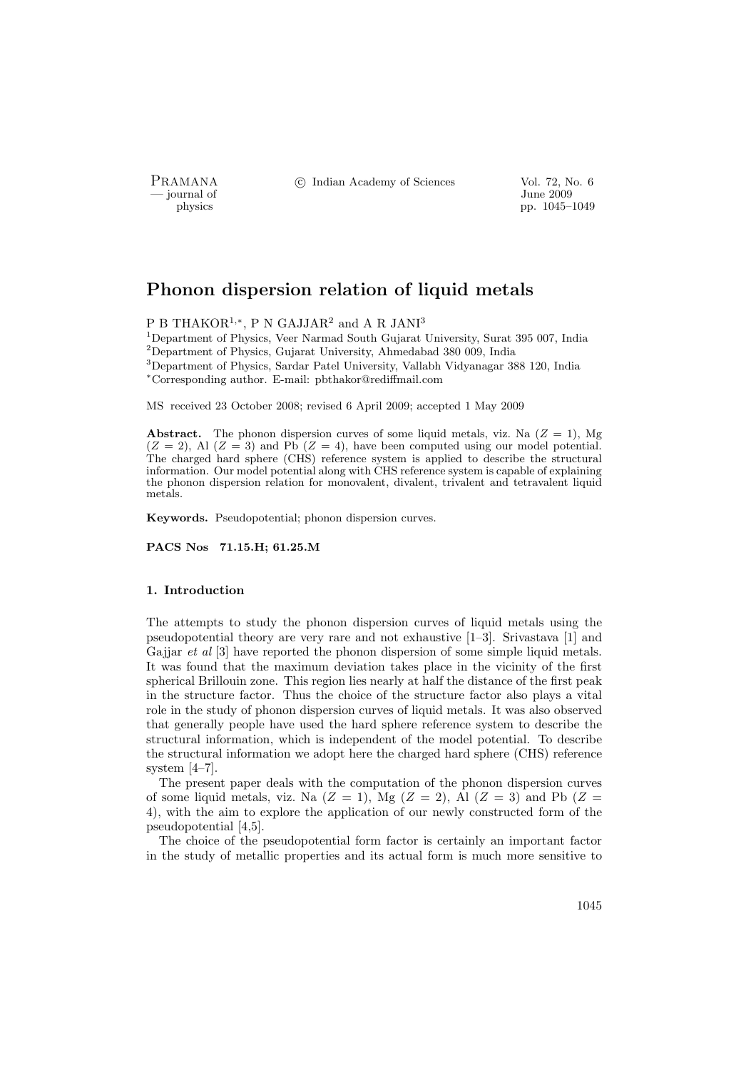# Phonon dispersion relation of liquid metals

P B THAKOR[1,*], P N GAJJAR[2] and A R JANI[3]

[1]Department of Physics, Veer Narmad South Gujarat University, Surat 395 007, India
[2]Department of Physics, Gujarat University, Ahmedabad 380 009, India
[3]Department of Physics, Sardar Patel University, Vallabh Vidyanagar 388 120, India
[*]Corresponding author. E-mail: pbthakor@rediffmail.com

MS received 23 October 2008; revised 6 April 2009; accepted 1 May 2009

**Abstract.** The phonon dispersion curves of some liquid metals, viz. Na ($Z = 1$), Mg ($Z = 2$), Al ($Z = 3$) and Pb ($Z = 4$), have been computed using our model potential. The charged hard sphere (CHS) reference system is applied to describe the structural information. Our model potential along with CHS reference system is capable of explaining the phonon dispersion relation for monovalent, divalent, trivalent and tetravalent liquid metals.

**Keywords.** Pseudopotential; phonon dispersion curves.

**PACS Nos** 71.15.H; 61.25.M

## 1. Introduction

The attempts to study the phonon dispersion curves of liquid metals using the pseudopotential theory are very rare and not exhaustive [1–3]. Srivastava [1] and Gajjar *et al* [3] have reported the phonon dispersion of some simple liquid metals. It was found that the maximum deviation takes place in the vicinity of the first spherical Brillouin zone. This region lies nearly at half the distance of the first peak in the structure factor. Thus the choice of the structure factor also plays a vital role in the study of phonon dispersion curves of liquid metals. It was also observed that generally people have used the hard sphere reference system to describe the structural information, which is independent of the model potential. To describe the structural information we adopt here the charged hard sphere (CHS) reference system [4–7].

The present paper deals with the computation of the phonon dispersion curves of some liquid metals, viz. Na ($Z = 1$), Mg ($Z = 2$), Al ($Z = 3$) and Pb ($Z = 4$), with the aim to explore the application of our newly constructed form of the pseudopotential [4,5].

The choice of the pseudopotential form factor is certainly an important factor in the study of metallic properties and its actual form is much more sensitive to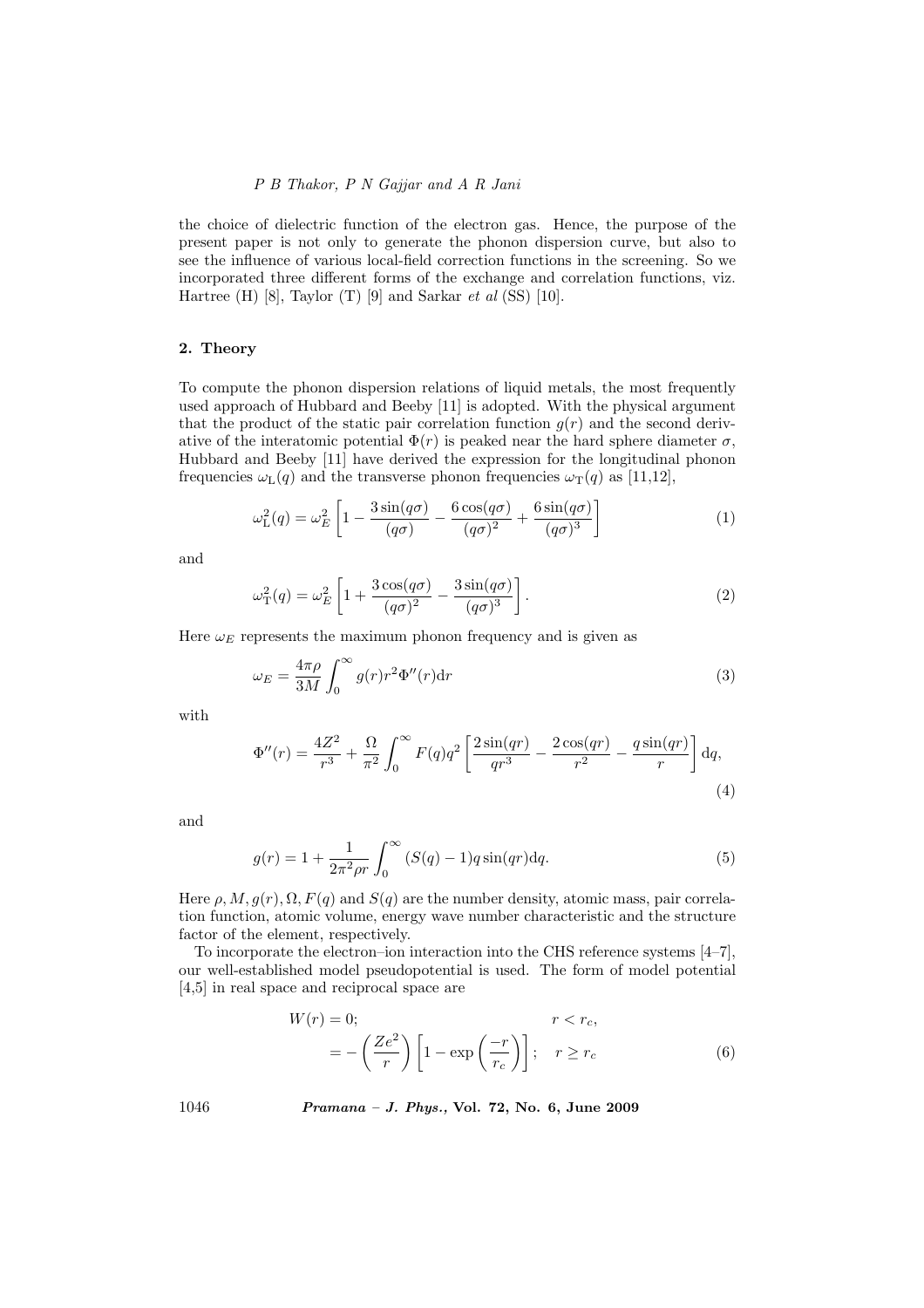the choice of dielectric function of the electron gas. Hence, the purpose of the present paper is not only to generate the phonon dispersion curve, but also to see the influence of various local-field correction functions in the screening. So we incorporated three different forms of the exchange and correlation functions, viz. Hartree (H) [8], Taylor (T) [9] and Sarkar *et al* (SS) [10].

## 2. Theory

To compute the phonon dispersion relations of liquid metals, the most frequently used approach of Hubbard and Beeby [11] is adopted. With the physical argument that the product of the static pair correlation function $g(r)$ and the second derivative of the interatomic potential $\Phi(r)$ is peaked near the hard sphere diameter $\sigma$, Hubbard and Beeby [11] have derived the expression for the longitudinal phonon frequencies $\omega_{\rm L}(q)$ and the transverse phonon frequencies $\omega_{\rm T}(q)$ as [11,12],

$$\omega_{\rm L}^2(q) = \omega_E^2 \left[ 1 - \frac{3\sin(q\sigma)}{(q\sigma)} - \frac{6\cos(q\sigma)}{(q\sigma)^2} + \frac{6\sin(q\sigma)}{(q\sigma)^3} \right] \tag{1}$$

and

$$\omega_{\rm T}^2(q) = \omega_E^2 \left[ 1 + \frac{3\cos(q\sigma)}{(q\sigma)^2} - \frac{3\sin(q\sigma)}{(q\sigma)^3} \right]. \tag{2}$$

Here $\omega_E$ represents the maximum phonon frequency and is given as

$$\omega_E = \frac{4\pi\rho}{3M} \int_0^\infty g(r) r^2 \Phi''(r) \mathrm{d}r \tag{3}$$

with

$$\Phi''(r) = \frac{4Z^2}{r^3} + \frac{\Omega}{\pi^2} \int_0^\infty F(q) q^2 \left[ \frac{2\sin(qr)}{qr^3} - \frac{2\cos(qr)}{r^2} - \frac{q\sin(qr)}{r} \right] \mathrm{d}q, \tag{4}$$

and

$$g(r) = 1 + \frac{1}{2\pi^2 \rho r} \int_0^\infty (S(q) - 1) q \sin(qr) \mathrm{d}q. \tag{5}$$

Here $\rho, M, g(r), \Omega, F(q)$ and $S(q)$ are the number density, atomic mass, pair correlation function, atomic volume, energy wave number characteristic and the structure factor of the element, respectively.

To incorporate the electron–ion interaction into the CHS reference systems [4–7], our well-established model pseudopotential is used. The form of model potential [4,5] in real space and reciprocal space are

$$\begin{aligned} W(r) &= 0; & r < r_c, \\ &= -\left(\frac{Ze^2}{r}\right) \left[1 - \exp\left(\frac{-r}{r_c}\right)\right]; & r \geq r_c \end{aligned} \tag{6}$$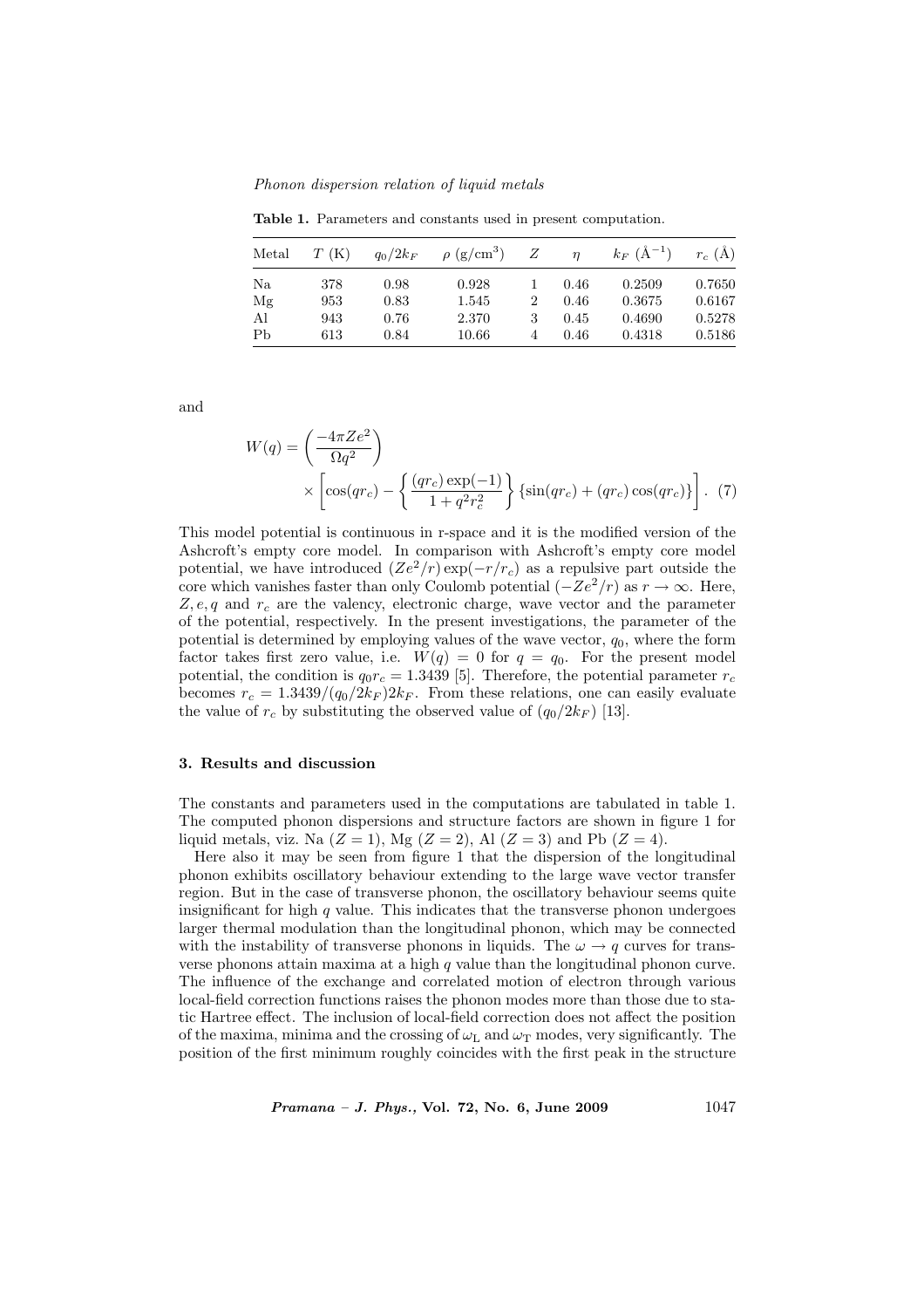**Table 1.** Parameters and constants used in present computation.

| Metal | $T$ (K) | $q_0/2k_F$ | $\rho$ (g/cm$^3$) | $Z$ | $\eta$ | $k_F$ (Å$^{-1}$) | $r_c$ (Å) |
|---|---|---|---|---|---|---|---|
| Na | 378 | 0.98 | 0.928 | 1 | 0.46 | 0.2509 | 0.7650 |
| Mg | 953 | 0.83 | 1.545 | 2 | 0.46 | 0.3675 | 0.6167 |
| Al | 943 | 0.76 | 2.370 | 3 | 0.45 | 0.4690 | 0.5278 |
| Pb | 613 | 0.84 | 10.66 | 4 | 0.46 | 0.4318 | 0.5186 |

and

$$W(q) = \left(\frac{-4\pi Z e^2}{\Omega q^2}\right) \times \left[\cos(qr_c) - \left\{\frac{(qr_c)\exp(-1)}{1+q^2r_c^2}\right\}\{\sin(qr_c) + (qr_c)\cos(qr_c)\}\right]. \quad (7)$$

This model potential is continuous in r-space and it is the modified version of the Ashcroft's empty core model. In comparison with Ashcroft's empty core model potential, we have introduced $(Ze^2/r)\exp(-r/r_c)$ as a repulsive part outside the core which vanishes faster than only Coulomb potential $(-Ze^2/r)$ as $r \to \infty$. Here, $Z, e, q$ and $r_c$ are the valency, electronic charge, wave vector and the parameter of the potential, respectively. In the present investigations, the parameter of the potential is determined by employing values of the wave vector, $q_0$, where the form factor takes first zero value, i.e. $W(q) = 0$ for $q = q_0$. For the present model potential, the condition is $q_0 r_c = 1.3439$ [5]. Therefore, the potential parameter $r_c$ becomes $r_c = 1.3439/(q_0/2k_F)2k_F$. From these relations, one can easily evaluate the value of $r_c$ by substituting the observed value of $(q_0/2k_F)$ [13].

### 3. Results and discussion

The constants and parameters used in the computations are tabulated in table 1. The computed phonon dispersions and structure factors are shown in figure 1 for liquid metals, viz. Na ($Z = 1$), Mg ($Z = 2$), Al ($Z = 3$) and Pb ($Z = 4$).

Here also it may be seen from figure 1 that the dispersion of the longitudinal phonon exhibits oscillatory behaviour extending to the large wave vector transfer region. But in the case of transverse phonon, the oscillatory behaviour seems quite insignificant for high $q$ value. This indicates that the transverse phonon undergoes larger thermal modulation than the longitudinal phonon, which may be connected with the instability of transverse phonons in liquids. The $\omega \to q$ curves for transverse phonons attain maxima at a high $q$ value than the longitudinal phonon curve. The influence of the exchange and correlated motion of electron through various local-field correction functions raises the phonon modes more than those due to static Hartree effect. The inclusion of local-field correction does not affect the position of the maxima, minima and the crossing of $\omega_{\mathrm{L}}$ and $\omega_{\mathrm{T}}$ modes, very significantly. The position of the first minimum roughly coincides with the first peak in the structure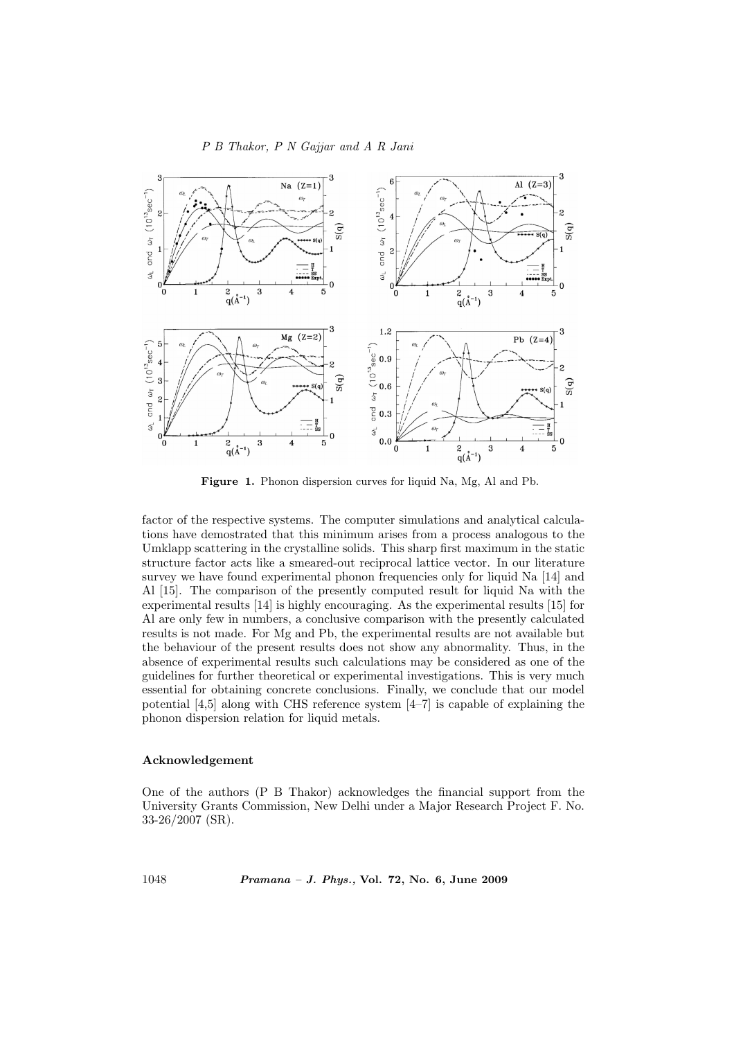**Figure 1.** Phonon dispersion curves for liquid Na, Mg, Al and Pb.

factor of the respective systems. The computer simulations and analytical calculations have demostrated that this minimum arises from a process analogous to the Umklapp scattering in the crystalline solids. This sharp first maximum in the static structure factor acts like a smeared-out reciprocal lattice vector. In our literature survey we have found experimental phonon frequencies only for liquid Na [14] and Al [15]. The comparison of the presently computed result for liquid Na with the experimental results [14] is highly encouraging. As the experimental results [15] for Al are only few in numbers, a conclusive comparison with the presently calculated results is not made. For Mg and Pb, the experimental results are not available but the behaviour of the present results does not show any abnormality. Thus, in the absence of experimental results such calculations may be considered as one of the guidelines for further theoretical or experimental investigations. This is very much essential for obtaining concrete conclusions. Finally, we conclude that our model potential [4,5] along with CHS reference system [4–7] is capable of explaining the phonon dispersion relation for liquid metals.

## Acknowledgement

One of the authors (P B Thakor) acknowledges the financial support from the University Grants Commission, New Delhi under a Major Research Project F. No. 33-26/2007 (SR).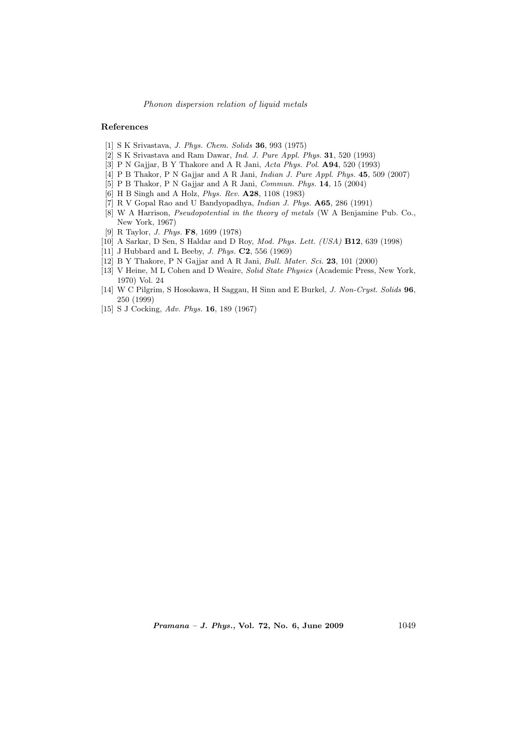## References

[1] S K Srivastava, *J. Phys. Chem. Solids* **36**, 993 (1975)

[2] S K Srivastava and Ram Dawar, *Ind. J. Pure Appl. Phys.* **31**, 520 (1993)

[3] P N Gajjar, B Y Thakore and A R Jani, *Acta Phys. Pol.* **A94**, 520 (1993)

[4] P B Thakor, P N Gajjar and A R Jani, *Indian J. Pure Appl. Phys.* **45**, 509 (2007)

[5] P B Thakor, P N Gajjar and A R Jani, *Commun. Phys.* **14**, 15 (2004)

[6] H B Singh and A Holz, *Phys. Rev.* **A28**, 1108 (1983)

[7] R V Gopal Rao and U Bandyopadhya, *Indian J. Phys.* **A65**, 286 (1991)

[8] W A Harrison, *Pseudopotential in the theory of metals* (W A Benjamine Pub. Co., New York, 1967)

[9] R Taylor, *J. Phys.* **F8**, 1699 (1978)

[10] A Sarkar, D Sen, S Haldar and D Roy, *Mod. Phys. Lett. (USA)* **B12**, 639 (1998)

[11] J Hubbard and L Beeby, *J. Phys.* **C2**, 556 (1969)

[12] B Y Thakore, P N Gajjar and A R Jani, *Bull. Mater. Sci.* **23**, 101 (2000)

[13] V Heine, M L Cohen and D Weaire, *Solid State Physics* (Academic Press, New York, 1970) Vol. 24

[14] W C Pilgrim, S Hosokawa, H Saggau, H Sinn and E Burkel, *J. Non-Cryst. Solids* **96**, 250 (1999)

[15] S J Cocking, *Adv. Phys.* **16**, 189 (1967)